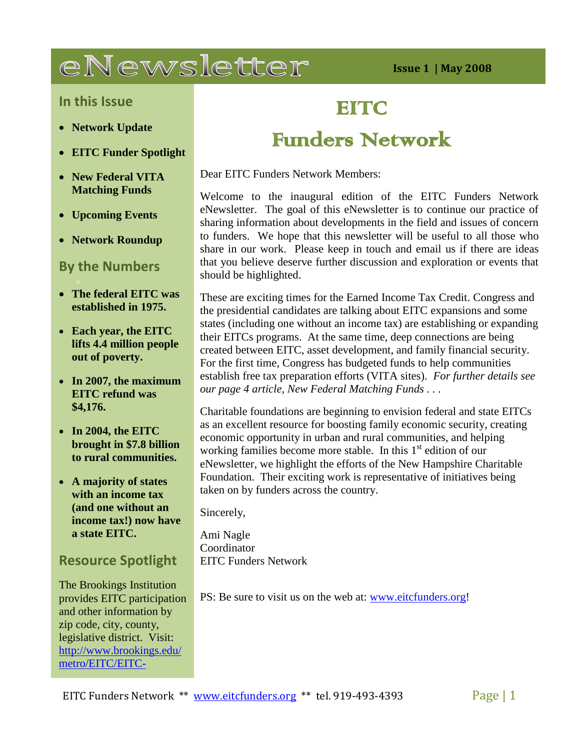# eNewsletter

**Issue 1 | May 2008**

## In this Issue

- **Network Update**
- **EITC Funder Spotlight**
- **New Federal VITA Matching Funds**
- **Upcoming Events**
- **Network Roundup**

## By the Numbers

- **The federal EITC was established in 1975.**
- **Each year, the EITC lifts 4.4 million people out of poverty.**
- **In 2007, the maximum EITC refund was $4,176.**
- **In 2004, the EITC brought in $7.8 billion to rural communities.**
- **A majority of states with an income tax (and one without an income tax!) now have a state EITC.**

## Resource Spotlight

The Brookings Institution provides EITC participation and other information by zip code, city, county, legislative district. Visit: http://www.brookings.edu/metro/EITC/EITC-

# EITC Funders Network

Dear EITC Funders Network Members:

Welcome to the inaugural edition of the EITC Funders Network eNewsletter. The goal of this eNewsletter is to continue our practice of sharing information about developments in the field and issues of concern to funders. We hope that this newsletter will be useful to all those who share in our work. Please keep in touch and email us if there are ideas that you believe deserve further discussion and exploration or events that should be highlighted.

These are exciting times for the Earned Income Tax Credit. Congress and the presidential candidates are talking about EITC expansions and some states (including one without an income tax) are establishing or expanding their EITCs programs. At the same time, deep connections are being created between EITC, asset development, and family financial security. For the first time, Congress has budgeted funds to help communities establish free tax preparation efforts (VITA sites). *For further details see our page 4 article, New Federal Matching Funds . . .*

Charitable foundations are beginning to envision federal and state EITCs as an excellent resource for boosting family economic security, creating economic opportunity in urban and rural communities, and helping working families become more stable. In this 1st edition of our eNewsletter, we highlight the efforts of the New Hampshire Charitable Foundation. Their exciting work is representative of initiatives being taken on by funders across the country.

Sincerely,

Ami Nagle
Coordinator
EITC Funders Network

PS: Be sure to visit us on the web at: www.eitcfunders.org!

EITC Funders Network ** www.eitcfunders.org ** tel. 919-493-4393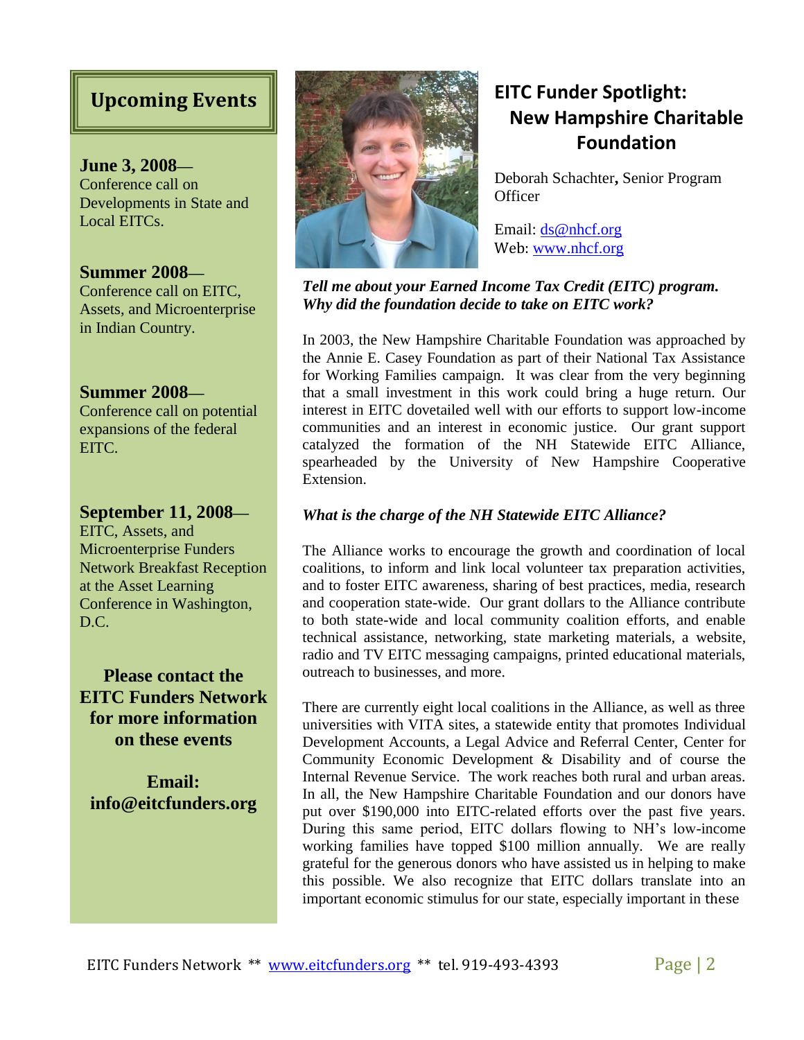## Upcoming Events

**June 3, 2008**—
Conference call on Developments in State and Local EITCs.

**Summer 2008**—
Conference call on EITC, Assets, and Microenterprise in Indian Country.

**Summer 2008**—
Conference call on potential expansions of the federal EITC.

**September 11, 2008**—
EITC, Assets, and Microenterprise Funders Network Breakfast Reception at the Asset Learning Conference in Washington, D.C.

**Please contact the EITC Funders Network for more information on these events**

**Email: info@eitcfunders.org**

## EITC Funder Spotlight: New Hampshire Charitable Foundation

Deborah Schachter**,** Senior Program Officer

Email: ds@nhcf.org
Web: www.nhcf.org

***Tell me about your Earned Income Tax Credit (EITC) program. Why did the foundation decide to take on EITC work?***

In 2003, the New Hampshire Charitable Foundation was approached by the Annie E. Casey Foundation as part of their National Tax Assistance for Working Families campaign. It was clear from the very beginning that a small investment in this work could bring a huge return. Our interest in EITC dovetailed well with our efforts to support low-income communities and an interest in economic justice. Our grant support catalyzed the formation of the NH Statewide EITC Alliance, spearheaded by the University of New Hampshire Cooperative Extension.

***What is the charge of the NH Statewide EITC Alliance?***

The Alliance works to encourage the growth and coordination of local coalitions, to inform and link local volunteer tax preparation activities, and to foster EITC awareness, sharing of best practices, media, research and cooperation state-wide. Our grant dollars to the Alliance contribute to both state-wide and local community coalition efforts, and enable technical assistance, networking, state marketing materials, a website, radio and TV EITC messaging campaigns, printed educational materials, outreach to businesses, and more.

There are currently eight local coalitions in the Alliance, as well as three universities with VITA sites, a statewide entity that promotes Individual Development Accounts, a Legal Advice and Referral Center, Center for Community Economic Development & Disability and of course the Internal Revenue Service. The work reaches both rural and urban areas. In all, the New Hampshire Charitable Foundation and our donors have put over $190,000 into EITC-related efforts over the past five years. During this same period, EITC dollars flowing to NH's low-income working families have topped $100 million annually. We are really grateful for the generous donors who have assisted us in helping to make this possible. We also recognize that EITC dollars translate into an important economic stimulus for our state, especially important in these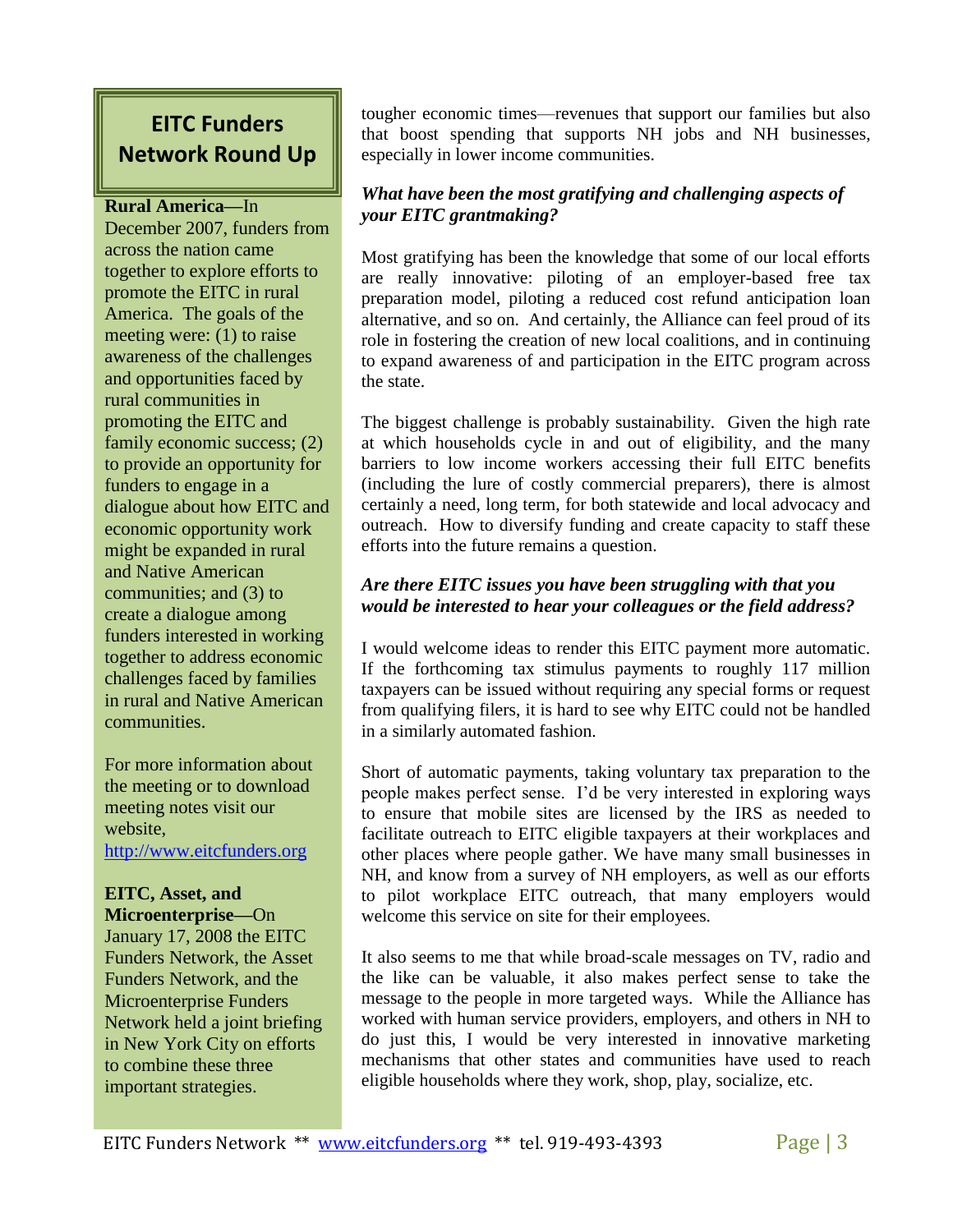## EITC Funders Network Round Up

**Rural America**—In December 2007, funders from across the nation came together to explore efforts to promote the EITC in rural America. The goals of the meeting were: (1) to raise awareness of the challenges and opportunities faced by rural communities in promoting the EITC and family economic success; (2) to provide an opportunity for funders to engage in a dialogue about how EITC and economic opportunity work might be expanded in rural and Native American communities; and (3) to create a dialogue among funders interested in working together to address economic challenges faced by families in rural and Native American communities.

For more information about the meeting or to download meeting notes visit our website, http://www.eitcfunders.org

**EITC, Asset, and Microenterprise**—On January 17, 2008 the EITC Funders Network, the Asset Funders Network, and the Microenterprise Funders Network held a joint briefing in New York City on efforts to combine these three important strategies.

tougher economic times—revenues that support our families but also that boost spending that supports NH jobs and NH businesses, especially in lower income communities.

***What have been the most gratifying and challenging aspects of your EITC grantmaking?***

Most gratifying has been the knowledge that some of our local efforts are really innovative: piloting of an employer-based free tax preparation model, piloting a reduced cost refund anticipation loan alternative, and so on. And certainly, the Alliance can feel proud of its role in fostering the creation of new local coalitions, and in continuing to expand awareness of and participation in the EITC program across the state.

The biggest challenge is probably sustainability. Given the high rate at which households cycle in and out of eligibility, and the many barriers to low income workers accessing their full EITC benefits (including the lure of costly commercial preparers), there is almost certainly a need, long term, for both statewide and local advocacy and outreach. How to diversify funding and create capacity to staff these efforts into the future remains a question.

***Are there EITC issues you have been struggling with that you would be interested to hear your colleagues or the field address?***

I would welcome ideas to render this EITC payment more automatic. If the forthcoming tax stimulus payments to roughly 117 million taxpayers can be issued without requiring any special forms or request from qualifying filers, it is hard to see why EITC could not be handled in a similarly automated fashion.

Short of automatic payments, taking voluntary tax preparation to the people makes perfect sense. I'd be very interested in exploring ways to ensure that mobile sites are licensed by the IRS as needed to facilitate outreach to EITC eligible taxpayers at their workplaces and other places where people gather. We have many small businesses in NH, and know from a survey of NH employers, as well as our efforts to pilot workplace EITC outreach, that many employers would welcome this service on site for their employees.

It also seems to me that while broad-scale messages on TV, radio and the like can be valuable, it also makes perfect sense to take the message to the people in more targeted ways. While the Alliance has worked with human service providers, employers, and others in NH to do just this, I would be very interested in innovative marketing mechanisms that other states and communities have used to reach eligible households where they work, shop, play, socialize, etc.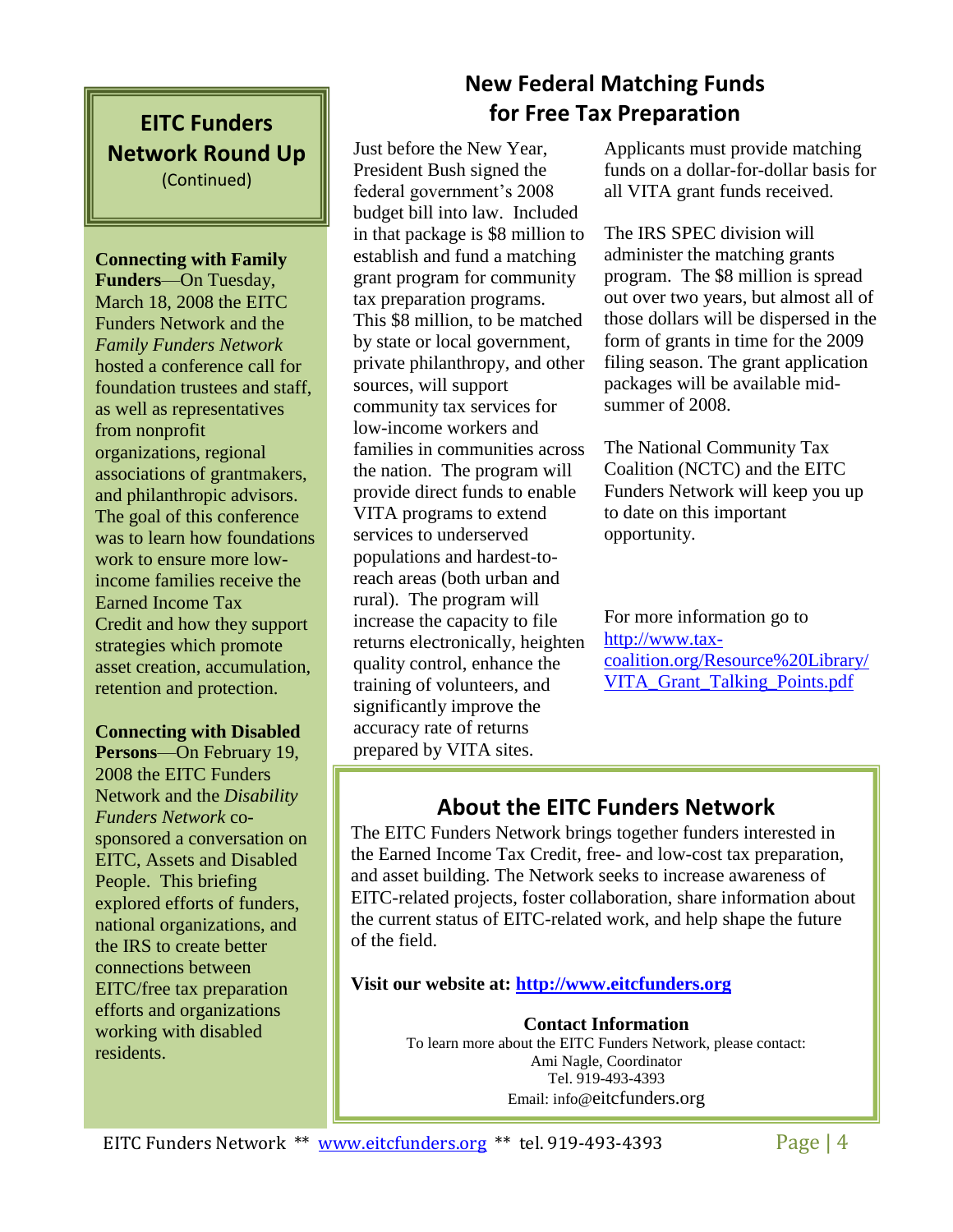## EITC Funders Network Round Up

(Continued)

**Connecting with Family Funders**—On Tuesday, March 18, 2008 the EITC Funders Network and the *Family Funders Network* hosted a conference call for foundation trustees and staff, as well as representatives from nonprofit organizations, regional associations of grantmakers, and philanthropic advisors. The goal of this conference was to learn how foundations work to ensure more low-income families receive the Earned Income Tax Credit and how they support strategies which promote asset creation, accumulation, retention and protection.

**Connecting with Disabled Persons**—On February 19, 2008 the EITC Funders Network and the *Disability Funders Network* co-sponsored a conversation on EITC, Assets and Disabled People. This briefing explored efforts of funders, national organizations, and the IRS to create better connections between EITC/free tax preparation efforts and organizations working with disabled residents.

## New Federal Matching Funds for Free Tax Preparation

Just before the New Year, President Bush signed the federal government's 2008 budget bill into law. Included in that package is $8 million to establish and fund a matching grant program for community tax preparation programs. This $8 million, to be matched by state or local government, private philanthropy, and other sources, will support community tax services for low-income workers and families in communities across the nation. The program will provide direct funds to enable VITA programs to extend services to underserved populations and hardest-to-reach areas (both urban and rural). The program will increase the capacity to file returns electronically, heighten quality control, enhance the training of volunteers, and significantly improve the accuracy rate of returns prepared by VITA sites.

Applicants must provide matching funds on a dollar-for-dollar basis for all VITA grant funds received.

The IRS SPEC division will administer the matching grants program. The $8 million is spread out over two years, but almost all of those dollars will be dispersed in the form of grants in time for the 2009 filing season. The grant application packages will be available mid-summer of 2008.

The National Community Tax Coalition (NCTC) and the EITC Funders Network will keep you up to date on this important opportunity.

For more information go to http://www.tax-coalition.org/Resource%20Library/VITA_Grant_Talking_Points.pdf

## About the EITC Funders Network

The EITC Funders Network brings together funders interested in the Earned Income Tax Credit, free- and low-cost tax preparation, and asset building. The Network seeks to increase awareness of EITC-related projects, foster collaboration, share information about the current status of EITC-related work, and help shape the future of the field.

**Visit our website at: http://www.eitcfunders.org**

**Contact Information**

To learn more about the EITC Funders Network, please contact:
Ami Nagle, Coordinator
Tel. 919-493-4393
Email: info@eitcfunders.org